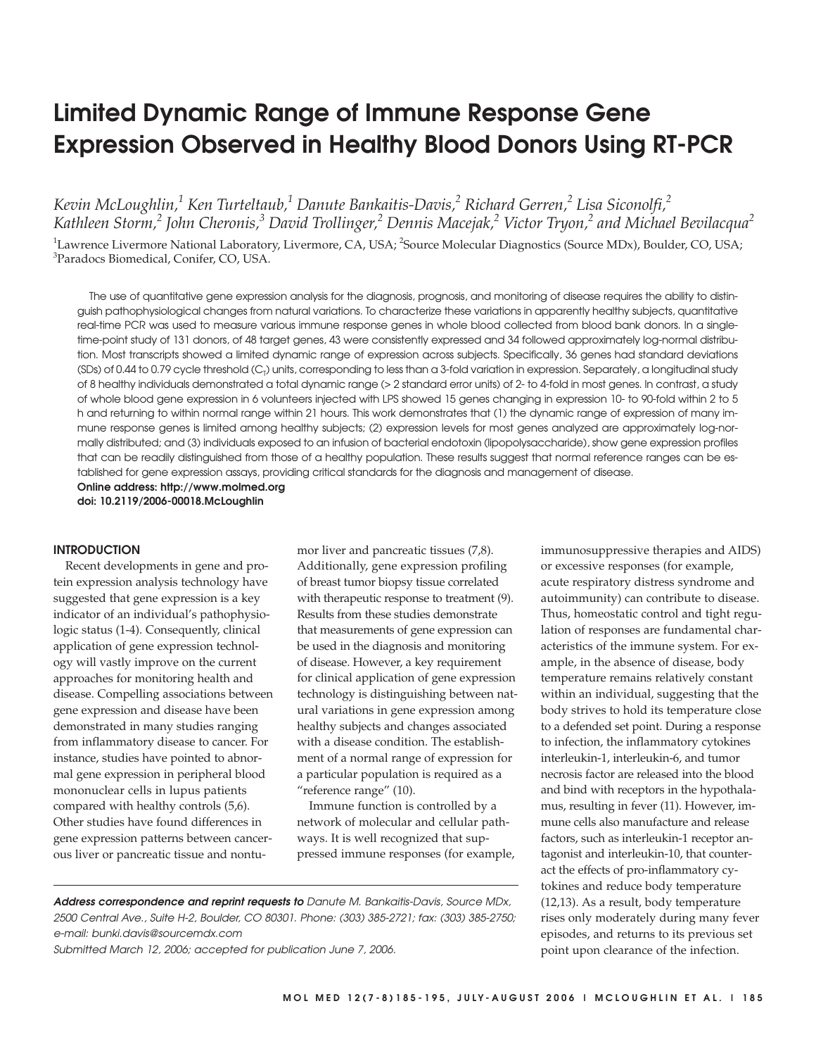# Limited Dynamic Range of Immune Response Gene Expression Observed in Healthy Blood Donors Using RT-PCR

*Kevin McLoughlin,[1] Ken Turteltaub,[1] Danute Bankaitis-Davis,[2] Richard Gerren,[2] Lisa Siconolfi,[2] Kathleen Storm,[2] John Cheronis,[3] David Trollinger,[2] Dennis Macejak,[2] Victor Tryon,[2] and Michael Bevilacqua[2]*

[1]Lawrence Livermore National Laboratory, Livermore, CA, USA; [2]Source Molecular Diagnostics (Source MDx), Boulder, CO, USA; [3]Paradocs Biomedical, Conifer, CO, USA.

The use of quantitative gene expression analysis for the diagnosis, prognosis, and monitoring of disease requires the ability to distinguish pathophysiological changes from natural variations. To characterize these variations in apparently healthy subjects, quantitative real-time PCR was used to measure various immune response genes in whole blood collected from blood bank donors. In a single-time-point study of 131 donors, of 48 target genes, 43 were consistently expressed and 34 followed approximately log-normal distribution. Most transcripts showed a limited dynamic range of expression across subjects. Specifically, 36 genes had standard deviations (SDs) of 0.44 to 0.79 cycle threshold ($C_T$) units, corresponding to less than a 3-fold variation in expression. Separately, a longitudinal study of 8 healthy individuals demonstrated a total dynamic range (> 2 standard error units) of 2- to 4-fold in most genes. In contrast, a study of whole blood gene expression in 6 volunteers injected with LPS showed 15 genes changing in expression 10- to 90-fold within 2 to 5 h and returning to within normal range within 21 hours. This work demonstrates that (1) the dynamic range of expression of many immune response genes is limited among healthy subjects; (2) expression levels for most genes analyzed are approximately log-normally distributed; and (3) individuals exposed to an infusion of bacterial endotoxin (lipopolysaccharide), show gene expression profiles that can be readily distinguished from those of a healthy population. These results suggest that normal reference ranges can be established for gene expression assays, providing critical standards for the diagnosis and management of disease.

**Online address: http://www.molmed.org**
**doi: 10.2119/2006-00018.McLoughlin**

## INTRODUCTION

Recent developments in gene and protein expression analysis technology have suggested that gene expression is a key indicator of an individual's pathophysiologic status (1-4). Consequently, clinical application of gene expression technology will vastly improve on the current approaches for monitoring health and disease. Compelling associations between gene expression and disease have been demonstrated in many studies ranging from inflammatory disease to cancer. For instance, studies have pointed to abnormal gene expression in peripheral blood mononuclear cells in lupus patients compared with healthy controls (5,6). Other studies have found differences in gene expression patterns between cancerous liver or pancreatic tissue and nontumor liver and pancreatic tissues (7,8). Additionally, gene expression profiling of breast tumor biopsy tissue correlated with therapeutic response to treatment (9). Results from these studies demonstrate that measurements of gene expression can be used in the diagnosis and monitoring of disease. However, a key requirement for clinical application of gene expression technology is distinguishing between natural variations in gene expression among healthy subjects and changes associated with a disease condition. The establishment of a normal range of expression for a particular population is required as a "reference range" (10).

Immune function is controlled by a network of molecular and cellular pathways. It is well recognized that suppressed immune responses (for example, immunosuppressive therapies and AIDS) or excessive responses (for example, acute respiratory distress syndrome and autoimmunity) can contribute to disease. Thus, homeostatic control and tight regulation of responses are fundamental characteristics of the immune system. For example, in the absence of disease, body temperature remains relatively constant within an individual, suggesting that the body strives to hold its temperature close to a defended set point. During a response to infection, the inflammatory cytokines interleukin-1, interleukin-6, and tumor necrosis factor are released into the blood and bind with receptors in the hypothalamus, resulting in fever (11). However, immune cells also manufacture and release factors, such as interleukin-1 receptor antagonist and interleukin-10, that counteract the effects of pro-inflammatory cytokines and reduce body temperature (12,13). As a result, body temperature rises only moderately during many fever episodes, and returns to its previous set point upon clearance of the infection.

***Address correspondence and reprint requests to** Danute M. Bankaitis-Davis, Source MDx, 2500 Central Ave., Suite H-2, Boulder, CO 80301. Phone: (303) 385-2721; fax: (303) 385-2750; e-mail: bunki.davis@sourcemdx.com*
*Submitted March 12, 2006; accepted for publication June 7, 2006.*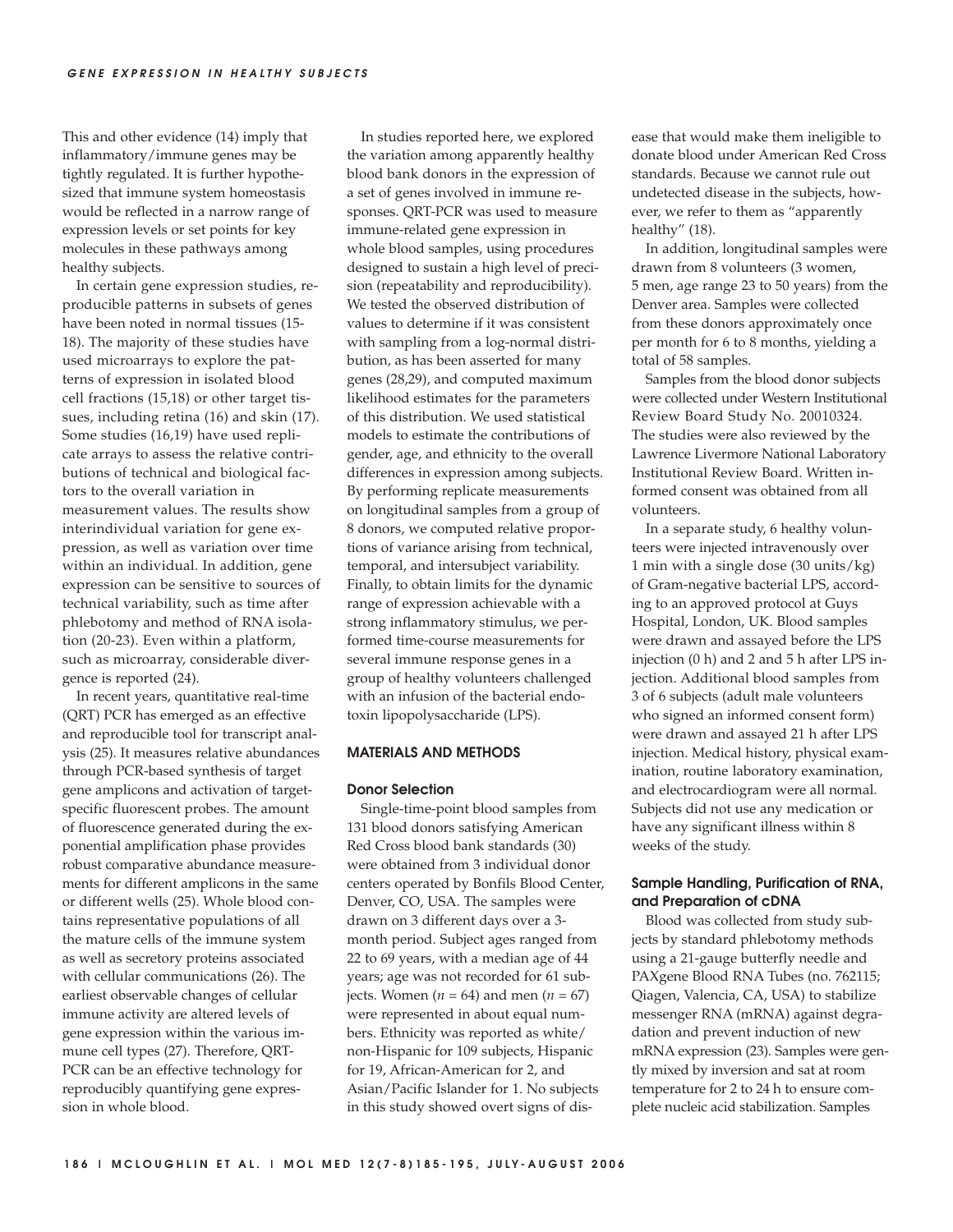This and other evidence (14) imply that inflammatory/immune genes may be tightly regulated. It is further hypothesized that immune system homeostasis would be reflected in a narrow range of expression levels or set points for key molecules in these pathways among healthy subjects.

In certain gene expression studies, reproducible patterns in subsets of genes have been noted in normal tissues (15-18). The majority of these studies have used microarrays to explore the patterns of expression in isolated blood cell fractions (15,18) or other target tissues, including retina (16) and skin (17). Some studies (16,19) have used replicate arrays to assess the relative contributions of technical and biological factors to the overall variation in measurement values. The results show interindividual variation for gene expression, as well as variation over time within an individual. In addition, gene expression can be sensitive to sources of technical variability, such as time after phlebotomy and method of RNA isolation (20-23). Even within a platform, such as microarray, considerable divergence is reported (24).

In recent years, quantitative real-time (QRT) PCR has emerged as an effective and reproducible tool for transcript analysis (25). It measures relative abundances through PCR-based synthesis of target gene amplicons and activation of target-specific fluorescent probes. The amount of fluorescence generated during the exponential amplification phase provides robust comparative abundance measurements for different amplicons in the same or different wells (25). Whole blood contains representative populations of all the mature cells of the immune system as well as secretory proteins associated with cellular communications (26). The earliest observable changes of cellular immune activity are altered levels of gene expression within the various immune cell types (27). Therefore, QRT-PCR can be an effective technology for reproducibly quantifying gene expression in whole blood.

In studies reported here, we explored the variation among apparently healthy blood bank donors in the expression of a set of genes involved in immune responses. QRT-PCR was used to measure immune-related gene expression in whole blood samples, using procedures designed to sustain a high level of precision (repeatability and reproducibility). We tested the observed distribution of values to determine if it was consistent with sampling from a log-normal distribution, as has been asserted for many genes (28,29), and computed maximum likelihood estimates for the parameters of this distribution. We used statistical models to estimate the contributions of gender, age, and ethnicity to the overall differences in expression among subjects. By performing replicate measurements on longitudinal samples from a group of 8 donors, we computed relative proportions of variance arising from technical, temporal, and intersubject variability. Finally, to obtain limits for the dynamic range of expression achievable with a strong inflammatory stimulus, we performed time-course measurements for several immune response genes in a group of healthy volunteers challenged with an infusion of the bacterial endotoxin lipopolysaccharide (LPS).

## MATERIALS AND METHODS

### Donor Selection

Single-time-point blood samples from 131 blood donors satisfying American Red Cross blood bank standards (30) were obtained from 3 individual donor centers operated by Bonfils Blood Center, Denver, CO, USA. The samples were drawn on 3 different days over a 3-month period. Subject ages ranged from 22 to 69 years, with a median age of 44 years; age was not recorded for 61 subjects. Women ($n = 64$) and men ($n = 67$) were represented in about equal numbers. Ethnicity was reported as white/non-Hispanic for 109 subjects, Hispanic for 19, African-American for 2, and Asian/Pacific Islander for 1. No subjects in this study showed overt signs of disease that would make them ineligible to donate blood under American Red Cross standards. Because we cannot rule out undetected disease in the subjects, however, we refer to them as "apparently healthy" (18).

In addition, longitudinal samples were drawn from 8 volunteers (3 women, 5 men, age range 23 to 50 years) from the Denver area. Samples were collected from these donors approximately once per month for 6 to 8 months, yielding a total of 58 samples.

Samples from the blood donor subjects were collected under Western Institutional Review Board Study No. 20010324. The studies were also reviewed by the Lawrence Livermore National Laboratory Institutional Review Board. Written informed consent was obtained from all volunteers.

In a separate study, 6 healthy volunteers were injected intravenously over 1 min with a single dose (30 units/kg) of Gram-negative bacterial LPS, according to an approved protocol at Guys Hospital, London, UK. Blood samples were drawn and assayed before the LPS injection (0 h) and 2 and 5 h after LPS injection. Additional blood samples from 3 of 6 subjects (adult male volunteers who signed an informed consent form) were drawn and assayed 21 h after LPS injection. Medical history, physical examination, routine laboratory examination, and electrocardiogram were all normal. Subjects did not use any medication or have any significant illness within 8 weeks of the study.

### Sample Handling, Purification of RNA, and Preparation of cDNA

Blood was collected from study subjects by standard phlebotomy methods using a 21-gauge butterfly needle and PAXgene Blood RNA Tubes (no. 762115; Qiagen, Valencia, CA, USA) to stabilize messenger RNA (mRNA) against degradation and prevent induction of new mRNA expression (23). Samples were gently mixed by inversion and sat at room temperature for 2 to 24 h to ensure complete nucleic acid stabilization. Samples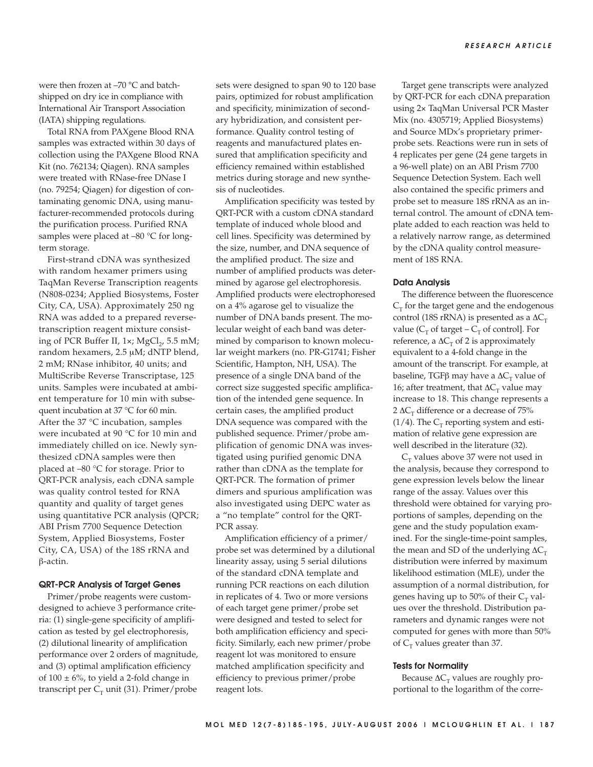were then frozen at –70 °C and batch-shipped on dry ice in compliance with International Air Transport Association (IATA) shipping regulations.

Total RNA from PAXgene Blood RNA samples was extracted within 30 days of collection using the PAXgene Blood RNA Kit (no. 762134; Qiagen). RNA samples were treated with RNase-free DNase I (no. 79254; Qiagen) for digestion of contaminating genomic DNA, using manufacturer-recommended protocols during the purification process. Purified RNA samples were placed at –80 °C for long-term storage.

First-strand cDNA was synthesized with random hexamer primers using TaqMan Reverse Transcription reagents (N808-0234; Applied Biosystems, Foster City, CA, USA). Approximately 250 ng RNA was added to a prepared reverse-transcription reagent mixture consisting of PCR Buffer II, 1×; $MgCl_2$, 5.5 mM; random hexamers, 2.5 μM; dNTP blend, 2 mM; RNase inhibitor, 40 units; and MultiScribe Reverse Transcriptase, 125 units. Samples were incubated at ambient temperature for 10 min with subsequent incubation at 37 °C for 60 min. After the 37 °C incubation, samples were incubated at 90 °C for 10 min and immediately chilled on ice. Newly synthesized cDNA samples were then placed at –80 °C for storage. Prior to QRT-PCR analysis, each cDNA sample was quality control tested for RNA quantity and quality of target genes using quantitative PCR analysis (QPCR; ABI Prism 7700 Sequence Detection System, Applied Biosystems, Foster City, CA, USA) of the 18S rRNA and β-actin.

### QRT-PCR Analysis of Target Genes

Primer/probe reagents were custom-designed to achieve 3 performance criteria: (1) single-gene specificity of amplification as tested by gel electrophoresis, (2) dilutional linearity of amplification performance over 2 orders of magnitude, and (3) optimal amplification efficiency of 100 ± 6%, to yield a 2-fold change in transcript per $C_T$ unit (31). Primer/probe sets were designed to span 90 to 120 base pairs, optimized for robust amplification and specificity, minimization of secondary hybridization, and consistent performance. Quality control testing of reagents and manufactured plates ensured that amplification specificity and efficiency remained within established metrics during storage and new synthesis of nucleotides.

Amplification specificity was tested by QRT-PCR with a custom cDNA standard template of induced whole blood and cell lines. Specificity was determined by the size, number, and DNA sequence of the amplified product. The size and number of amplified products was determined by agarose gel electrophoresis. Amplified products were electrophoresed on a 4% agarose gel to visualize the number of DNA bands present. The molecular weight of each band was determined by comparison to known molecular weight markers (no. PR-G1741; Fisher Scientific, Hampton, NH, USA). The presence of a single DNA band of the correct size suggested specific amplification of the intended gene sequence. In certain cases, the amplified product DNA sequence was compared with the published sequence. Primer/probe amplification of genomic DNA was investigated using purified genomic DNA rather than cDNA as the template for QRT-PCR. The formation of primer dimers and spurious amplification was also investigated using DEPC water as a "no template" control for the QRT-PCR assay.

Amplification efficiency of a primer/probe set was determined by a dilutional linearity assay, using 5 serial dilutions of the standard cDNA template and running PCR reactions on each dilution in replicates of 4. Two or more versions of each target gene primer/probe set were designed and tested to select for both amplification efficiency and specificity. Similarly, each new primer/probe reagent lot was monitored to ensure matched amplification specificity and efficiency to previous primer/probe reagent lots.

Target gene transcripts were analyzed by QRT-PCR for each cDNA preparation using 2× TaqMan Universal PCR Master Mix (no. 4305719; Applied Biosystems) and Source MDx's proprietary primer-probe sets. Reactions were run in sets of 4 replicates per gene (24 gene targets in a 96-well plate) on an ABI Prism 7700 Sequence Detection System. Each well also contained the specific primers and probe set to measure 18S rRNA as an internal control. The amount of cDNA template added to each reaction was held to a relatively narrow range, as determined by the cDNA quality control measurement of 18S RNA.

### Data Analysis

The difference between the fluorescence $C_T$ for the target gene and the endogenous control (18S rRNA) is presented as a $\Delta C_T$ value ($C_T$ of target – $C_T$ of control]. For reference, a $\Delta C_T$ of 2 is approximately equivalent to a 4-fold change in the amount of the transcript. For example, at baseline, TGFβ may have a $\Delta C_T$ value of 16; after treatment, that $\Delta C_T$ value may increase to 18. This change represents a 2 $\Delta C_T$ difference or a decrease of 75% (1/4). The $C_T$ reporting system and estimation of relative gene expression are well described in the literature (32).

$C_T$ values above 37 were not used in the analysis, because they correspond to gene expression levels below the linear range of the assay. Values over this threshold were obtained for varying proportions of samples, depending on the gene and the study population examined. For the single-time-point samples, the mean and SD of the underlying $\Delta C_T$ distribution were inferred by maximum likelihood estimation (MLE), under the assumption of a normal distribution, for genes having up to 50% of their $C_T$ values over the threshold. Distribution parameters and dynamic ranges were not computed for genes with more than 50% of $C_T$ values greater than 37.

### Tests for Normality

Because $\Delta C_T$ values are roughly proportional to the logarithm of the corre-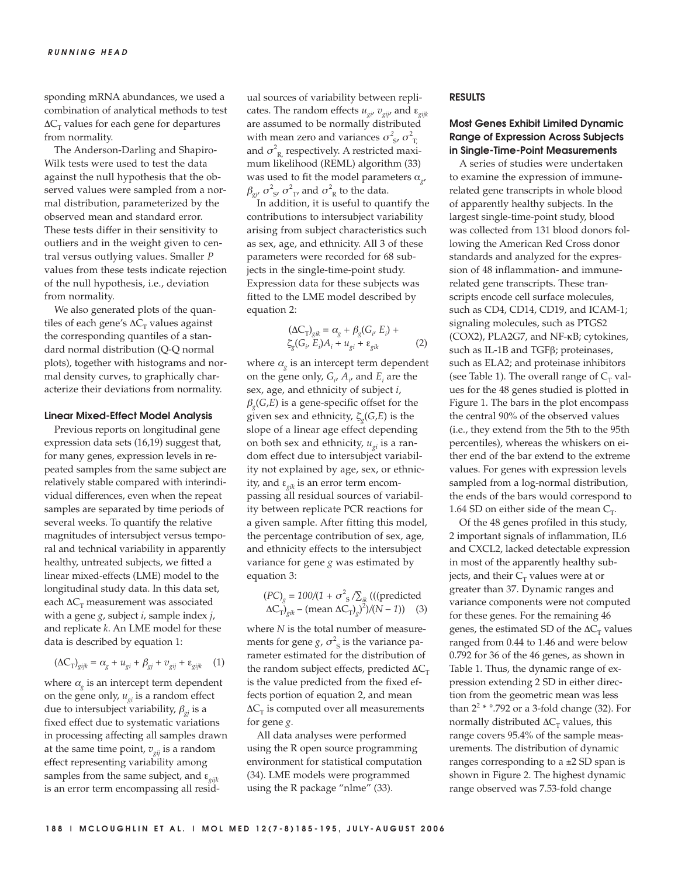sponding mRNA abundances, we used a combination of analytical methods to test $\Delta C_T$ values for each gene for departures from normality.

The Anderson-Darling and Shapiro-Wilk tests were used to test the data against the null hypothesis that the observed values were sampled from a normal distribution, parameterized by the observed mean and standard error. These tests differ in their sensitivity to outliers and in the weight given to central versus outlying values. Smaller *P* values from these tests indicate rejection of the null hypothesis, i.e., deviation from normality.

We also generated plots of the quantiles of each gene's $\Delta C_T$ values against the corresponding quantiles of a standard normal distribution (Q-Q normal plots), together with histograms and normal density curves, to graphically characterize their deviations from normality.

### Linear Mixed-Effect Model Analysis

Previous reports on longitudinal gene expression data sets (16,19) suggest that, for many genes, expression levels in repeated samples from the same subject are relatively stable compared with interindividual differences, even when the repeat samples are separated by time periods of several weeks. To quantify the relative magnitudes of intersubject versus temporal and technical variability in apparently healthy, untreated subjects, we fitted a linear mixed-effects (LME) model to the longitudinal study data. In this data set, each $\Delta C_T$ measurement was associated with a gene $g$, subject $i$, sample index $j$, and replicate $k$. An LME model for these data is described by equation 1:

$$(\Delta C_T)_{gijk} = \alpha_g + u_{gi} + \beta_{gj} + v_{gij} + \varepsilon_{gijk} \quad (1)$$

where $\alpha_g$ is an intercept term dependent on the gene only, $u_{gi}$ is a random effect due to intersubject variability, $\beta_{gj}$ is a fixed effect due to systematic variations in processing affecting all samples drawn at the same time point, $v_{gij}$ is a random effect representing variability among samples from the same subject, and $\varepsilon_{gijk}$ is an error term encompassing all residual sources of variability between replicates. The random effects $u_{gi}$, $v_{gij}$, and $\varepsilon_{gijk}$ are assumed to be normally distributed with mean zero and variances $\sigma^2_S$, $\sigma^2_T$, and $\sigma^2_R$, respectively. A restricted maximum likelihood (REML) algorithm (33) was used to fit the model parameters $\alpha_g$, $\beta_{gj}$, $\sigma^2_S$, $\sigma^2_T$, and $\sigma^2_R$ to the data.

In addition, it is useful to quantify the contributions to intersubject variability arising from subject characteristics such as sex, age, and ethnicity. All 3 of these parameters were recorded for 68 subjects in the single-time-point study. Expression data for these subjects was fitted to the LME model described by equation 2:

$$(\Delta C_T)_{gik} = \alpha_g + \beta_g(G_i, E_i) + \zeta_g(G_i, E_i)A_i + u_{gi} + \varepsilon_{gik} \quad (2)$$

where $\alpha_g$ is an intercept term dependent on the gene only, $G_i$, $A_i$, and $E_i$ are the sex, age, and ethnicity of subject $i$, $\beta_g(G,E)$ is a gene-specific offset for the given sex and ethnicity, $\zeta_g(G,E)$ is the slope of a linear age effect depending on both sex and ethnicity, $u_{gi}$ is a random effect due to intersubject variability not explained by age, sex, or ethnicity, and $\varepsilon_{gik}$ is an error term encompassing all residual sources of variability between replicate PCR reactions for a given sample. After fitting this model, the percentage contribution of sex, age, and ethnicity effects to the intersubject variance for gene $g$ was estimated by equation 3:

$$(PC)_g = 100/(1 + \sigma^2_S / \textstyle\sum_{ik} (((\text{predicted } \Delta C_T)_{gik} - (\text{mean } \Delta C_T)_g)^2)/(N-1)) \quad (3)$$

where $N$ is the total number of measurements for gene $g$, $\sigma^2_S$ is the variance parameter estimated for the distribution of the random subject effects, predicted $\Delta C_T$ is the value predicted from the fixed effects portion of equation 2, and mean $\Delta C_T$ is computed over all measurements for gene $g$.

All data analyses were performed using the R open source programming environment for statistical computation (34). LME models were programmed using the R package "nlme" (33).

## RESULTS

### Most Genes Exhibit Limited Dynamic Range of Expression Across Subjects in Single-Time-Point Measurements

A series of studies were undertaken to examine the expression of immune-related gene transcripts in whole blood of apparently healthy subjects. In the largest single-time-point study, blood was collected from 131 blood donors following the American Red Cross donor standards and analyzed for the expression of 48 inflammation- and immune-related gene transcripts. These transcripts encode cell surface molecules, such as CD4, CD14, CD19, and ICAM-1; signaling molecules, such as PTGS2 (COX2), PLA2G7, and NF-κB; cytokines, such as IL-1B and TGFβ; proteinases, such as ELA2; and proteinase inhibitors (see Table 1). The overall range of $C_T$ values for the 48 genes studied is plotted in Figure 1. The bars in the plot encompass the central 90% of the observed values (i.e., they extend from the 5th to the 95th percentiles), whereas the whiskers on either end of the bar extend to the extreme values. For genes with expression levels sampled from a log-normal distribution, the ends of the bars would correspond to 1.64 SD on either side of the mean $C_T$.

Of the 48 genes profiled in this study, 2 important signals of inflammation, IL6 and CXCL2, lacked detectable expression in most of the apparently healthy subjects, and their $C_T$ values were at or greater than 37. Dynamic ranges and variance components were not computed for these genes. For the remaining 46 genes, the estimated SD of the $\Delta C_T$ values ranged from 0.44 to 1.46 and were below 0.792 for 36 of the 46 genes, as shown in Table 1. Thus, the dynamic range of expression extending 2 SD in either direction from the geometric mean was less than $2^{2 * \circ.792}$ or a 3-fold change (32). For normally distributed $\Delta C_T$ values, this range covers 95.4% of the sample measurements. The distribution of dynamic ranges corresponding to a ±2 SD span is shown in Figure 2. The highest dynamic range observed was 7.53-fold change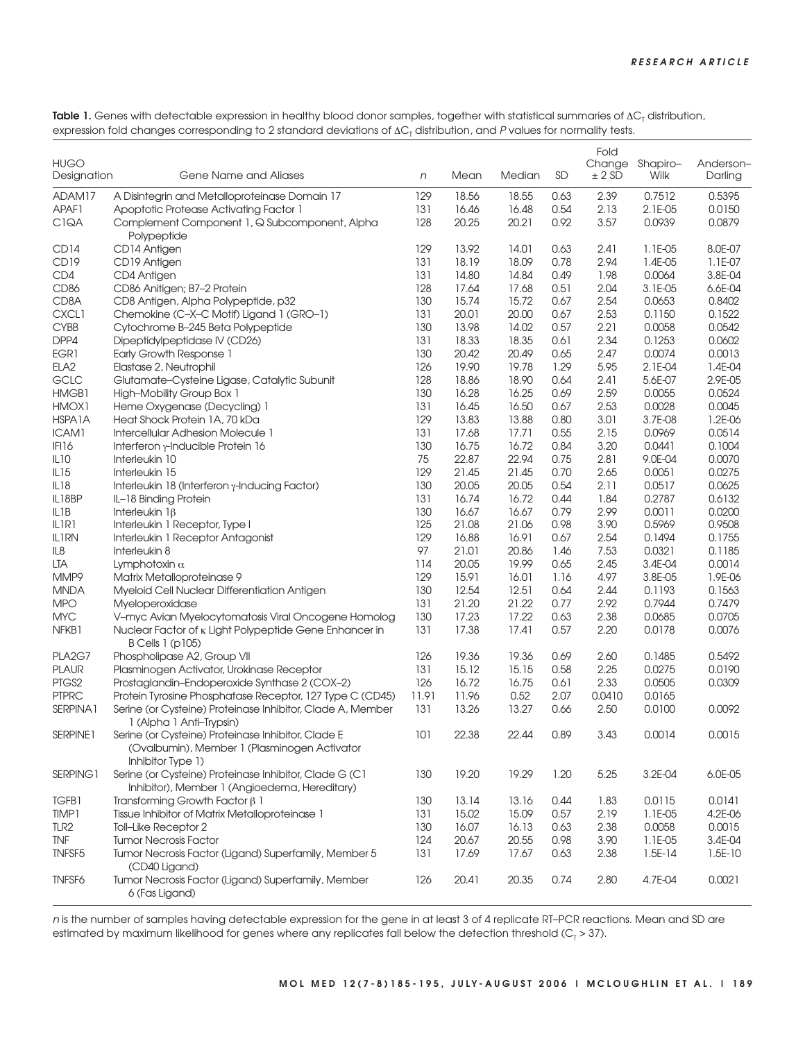**Table 1.** Genes with detectable expression in healthy blood donor samples, together with statistical summaries of $\Delta C_T$ distribution, expression fold changes corresponding to 2 standard deviations of $\Delta C_T$ distribution, and *P* values for normality tests.

| HUGO Designation | Gene Name and Aliases | *n* | Mean | Median | SD | Fold Change ± 2 SD | Shapiro–Wilk | Anderson–Darling |
|---|---|---|---|---|---|---|---|---|
| ADAM17 | A Disintegrin and Metalloproteinase Domain 17 | 129 | 18.56 | 18.55 | 0.63 | 2.39 | 0.7512 | 0.5395 |
| APAF1 | Apoptotic Protease Activating Factor 1 | 131 | 16.46 | 16.48 | 0.54 | 2.13 | 2.1E-05 | 0.0150 |
| C1QA | Complement Component 1, Q Subcomponent, Alpha Polypeptide | 128 | 20.25 | 20.21 | 0.92 | 3.57 | 0.0939 | 0.0879 |
| CD14 | CD14 Antigen | 129 | 13.92 | 14.01 | 0.63 | 2.41 | 1.1E-05 | 8.0E-07 |
| CD19 | CD19 Antigen | 131 | 18.19 | 18.09 | 0.78 | 2.94 | 1.4E-05 | 1.1E-07 |
| CD4 | CD4 Antigen | 131 | 14.80 | 14.84 | 0.49 | 1.98 | 0.0064 | 3.8E-04 |
| CD86 | CD86 Anitigen; B7–2 Protein | 128 | 17.64 | 17.68 | 0.51 | 2.04 | 3.1E-05 | 6.6E-04 |
| CD8A | CD8 Antigen, Alpha Polypeptide, p32 | 130 | 15.74 | 15.72 | 0.67 | 2.54 | 0.0653 | 0.8402 |
| CXCL1 | Chemokine (C–X–C Motif) Ligand 1 (GRO–1) | 131 | 20.01 | 20.00 | 0.67 | 2.53 | 0.1150 | 0.1522 |
| CYBB | Cytochrome B–245 Beta Polypeptide | 130 | 13.98 | 14.02 | 0.57 | 2.21 | 0.0058 | 0.0542 |
| DPP4 | Dipeptidylpeptidase IV (CD26) | 131 | 18.33 | 18.35 | 0.61 | 2.34 | 0.1253 | 0.0602 |
| EGR1 | Early Growth Response 1 | 130 | 20.42 | 20.49 | 0.65 | 2.47 | 0.0074 | 0.0013 |
| ELA2 | Elastase 2, Neutrophil | 126 | 19.90 | 19.78 | 1.29 | 5.95 | 2.1E-04 | 1.4E-04 |
| GCLC | Glutamate–Cysteine Ligase, Catalytic Subunit | 128 | 18.86 | 18.90 | 0.64 | 2.41 | 5.6E-07 | 2.9E-05 |
| HMGB1 | High-Mobility Group Box 1 | 130 | 16.28 | 16.25 | 0.69 | 2.59 | 0.0055 | 0.0524 |
| HMOX1 | Heme Oxygenase (Decycling) 1 | 131 | 16.45 | 16.50 | 0.67 | 2.53 | 0.0028 | 0.0045 |
| HSPA1A | Heat Shock Protein 1A, 70 kDa | 129 | 13.83 | 13.88 | 0.80 | 3.01 | 3.7E-08 | 1.2E-06 |
| ICAM1 | Intercellular Adhesion Molecule 1 | 131 | 17.68 | 17.71 | 0.55 | 2.15 | 0.0969 | 0.0514 |
| IFI16 | Interferon γ-Inducible Protein 16 | 130 | 16.75 | 16.72 | 0.84 | 3.20 | 0.0441 | 0.1004 |
| IL10 | Interleukin 10 | 75 | 22.87 | 22.94 | 0.75 | 2.81 | 9.0E-04 | 0.0070 |
| IL15 | Interleukin 15 | 129 | 21.45 | 21.45 | 0.70 | 2.65 | 0.0051 | 0.0275 |
| IL18 | Interleukin 18 (Interferon γ-Inducing Factor) | 130 | 20.05 | 20.05 | 0.54 | 2.11 | 0.0517 | 0.0625 |
| IL18BP | IL–18 Binding Protein | 131 | 16.74 | 16.72 | 0.44 | 1.84 | 0.2787 | 0.6132 |
| IL1B | Interleukin 1β | 130 | 16.67 | 16.67 | 0.79 | 2.99 | 0.0011 | 0.0200 |
| IL1R1 | Interleukin 1 Receptor, Type I | 125 | 21.08 | 21.06 | 0.98 | 3.90 | 0.5969 | 0.9508 |
| IL1RN | Interleukin 1 Receptor Antagonist | 129 | 16.88 | 16.91 | 0.67 | 2.54 | 0.1494 | 0.1755 |
| IL8 | Interleukin 8 | 97 | 21.01 | 20.86 | 1.46 | 7.53 | 0.0321 | 0.1185 |
| LTA | Lymphotoxin α | 114 | 20.05 | 19.99 | 0.65 | 2.45 | 3.4E-04 | 0.0014 |
| MMP9 | Matrix Metalloproteinase 9 | 129 | 15.91 | 16.01 | 1.16 | 4.97 | 3.8E-05 | 1.9E-06 |
| MNDA | Myeloid Cell Nuclear Differentiation Antigen | 130 | 12.54 | 12.51 | 0.64 | 2.44 | 0.1193 | 0.1563 |
| MPO | Myeloperoxidase | 131 | 21.20 | 21.22 | 0.77 | 2.92 | 0.7944 | 0.7479 |
| MYC | V–myc Avian Myelocytomatosis Viral Oncogene Homolog | 130 | 17.23 | 17.22 | 0.63 | 2.38 | 0.0685 | 0.0705 |
| NFKB1 | Nuclear Factor of κ Light Polypeptide Gene Enhancer in B Cells 1 (p105) | 131 | 17.38 | 17.41 | 0.57 | 2.20 | 0.0178 | 0.0076 |
| PLA2G7 | Phospholipase A2, Group VII | 126 | 19.36 | 19.36 | 0.69 | 2.60 | 0.1485 | 0.5492 |
| PLAUR | Plasminogen Activator, Urokinase Receptor | 131 | 15.12 | 15.15 | 0.58 | 2.25 | 0.0275 | 0.0190 |
| PTGS2 | Prostaglandin–Endoperoxide Synthase 2 (COX–2) | 126 | 16.72 | 16.75 | 0.61 | 2.33 | 0.0505 | 0.0309 |
| PTPRC | Protein Tyrosine Phosphatase Receptor, 127 Type C (CD45) | 11.91 | 11.96 | 0.52 | 2.07 | 0.0410 | 0.0165 | |
| SERPINA1 | Serine (or Cysteine) Proteinase Inhibitor, Clade A, Member 1 (Alpha 1 Anti–Trypsin) | 131 | 13.26 | 13.27 | 0.66 | 2.50 | 0.0100 | 0.0092 |
| SERPINE1 | Serine (or Cysteine) Proteinase Inhibitor, Clade E (Ovalbumin), Member 1 (Plasminogen Activator Inhibitor Type 1) | 101 | 22.38 | 22.44 | 0.89 | 3.43 | 0.0014 | 0.0015 |
| SERPING1 | Serine (or Cysteine) Proteinase Inhibitor, Clade G (C1 Inhibitor), Member 1 (Angioedema, Hereditary) | 130 | 19.20 | 19.29 | 1.20 | 5.25 | 3.2E-04 | 6.0E-05 |
| TGFB1 | Transforming Growth Factor β 1 | 130 | 13.14 | 13.16 | 0.44 | 1.83 | 0.0115 | 0.0141 |
| TIMP1 | Tissue Inhibitor of Matrix Metalloproteinase 1 | 131 | 15.02 | 15.09 | 0.57 | 2.19 | 1.1E-05 | 4.2E-06 |
| TLR2 | Toll–Like Receptor 2 | 130 | 16.07 | 16.13 | 0.63 | 2.38 | 0.0058 | 0.0015 |
| TNF | Tumor Necrosis Factor | 124 | 20.67 | 20.55 | 0.98 | 3.90 | 1.1E-05 | 3.4E-04 |
| TNFSF5 | Tumor Necrosis Factor (Ligand) Superfamily, Member 5 (CD40 Ligand) | 131 | 17.69 | 17.67 | 0.63 | 2.38 | 1.5E-14 | 1.5E-10 |
| TNFSF6 | Tumor Necrosis Factor (Ligand) Superfamily, Member 6 (Fas Ligand) | 126 | 20.41 | 20.35 | 0.74 | 2.80 | 4.7E-04 | 0.0021 |

*n* is the number of samples having detectable expression for the gene in at least 3 of 4 replicate RT–PCR reactions. Mean and SD are estimated by maximum likelihood for genes where any replicates fall below the detection threshold ($C_T > 37$).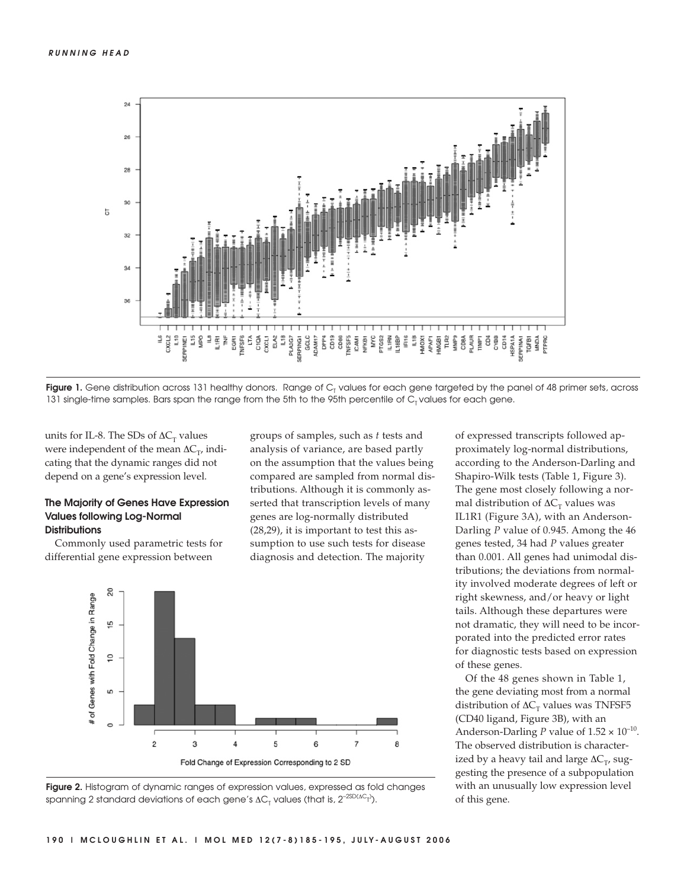Figure 1. Gene distribution across 131 healthy donors. Range of $C_T$ values for each gene targeted by the panel of 48 primer sets, across 131 single-time samples. Bars span the range from the 5th to the 95th percentile of $C_T$ values for each gene.

units for IL-8. The SDs of $\Delta C_T$ values were independent of the mean $\Delta C_T$, indicating that the dynamic ranges did not depend on a gene's expression level.

### The Majority of Genes Have Expression Values following Log-Normal Distributions

Commonly used parametric tests for differential gene expression between groups of samples, such as *t* tests and analysis of variance, are based partly on the assumption that the values being compared are sampled from normal distributions. Although it is commonly asserted that transcription levels of many genes are log-normally distributed (28,29), it is important to test this assumption to use such tests for disease diagnosis and detection. The majority of expressed transcripts followed approximately log-normal distributions, according to the Anderson-Darling and Shapiro-Wilk tests (Table 1, Figure 3). The gene most closely following a normal distribution of $\Delta C_T$ values was IL1R1 (Figure 3A), with an Anderson-Darling *P* value of 0.945. Among the 46 genes tested, 34 had *P* values greater than 0.001. All genes had unimodal distributions; the deviations from normality involved moderate degrees of left or right skewness, and/or heavy or light tails. Although these departures were not dramatic, they will need to be incorporated into the predicted error rates for diagnostic tests based on expression of these genes.

Of the 48 genes shown in Table 1, the gene deviating most from a normal distribution of $\Delta C_T$ values was TNFSF5 (CD40 ligand, Figure 3B), with an Anderson-Darling *P* value of $1.52 \times 10^{-10}$. The observed distribution is characterized by a heavy tail and large $\Delta C_T$, suggesting the presence of a subpopulation with an unusually low expression level of this gene.

Figure 2. Histogram of dynamic ranges of expression values, expressed as fold changes spanning 2 standard deviations of each gene's $\Delta C_T$ values (that is, $2^{-2SD(\Delta C_T)}$).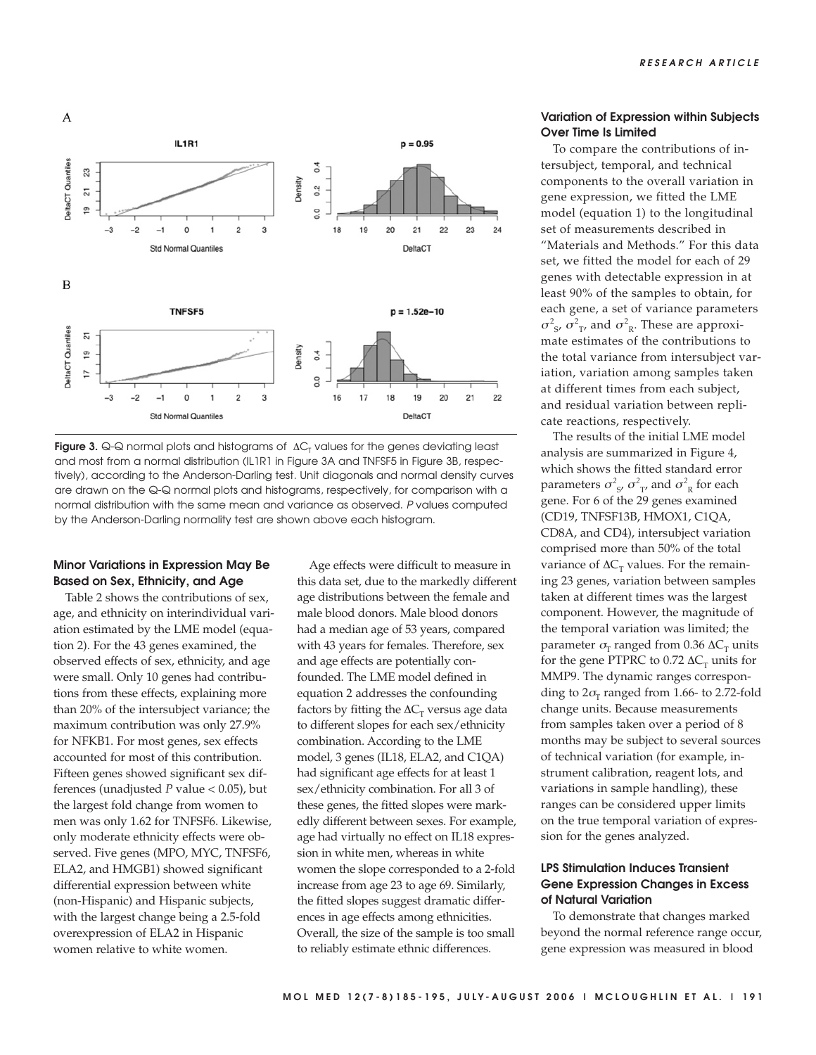**Figure 3.** Q-Q normal plots and histograms of $\Delta C_T$ values for the genes deviating least and most from a normal distribution (IL1R1 in Figure 3A and TNFSF5 in Figure 3B, respectively), according to the Anderson-Darling test. Unit diagonals and normal density curves are drawn on the Q-Q normal plots and histograms, respectively, for comparison with a normal distribution with the same mean and variance as observed. *P* values computed by the Anderson-Darling normality test are shown above each histogram.

### Minor Variations in Expression May Be Based on Sex, Ethnicity, and Age

Table 2 shows the contributions of sex, age, and ethnicity on interindividual variation estimated by the LME model (equation 2). For the 43 genes examined, the observed effects of sex, ethnicity, and age were small. Only 10 genes had contributions from these effects, explaining more than 20% of the intersubject variance; the maximum contribution was only 27.9% for NFKB1. For most genes, sex effects accounted for most of this contribution. Fifteen genes showed significant sex differences (unadjusted *P* value < 0.05), but the largest fold change from women to men was only 1.62 for TNFSF6. Likewise, only moderate ethnicity effects were observed. Five genes (MPO, MYC, TNFSF6, ELA2, and HMGB1) showed significant differential expression between white (non-Hispanic) and Hispanic subjects, with the largest change being a 2.5-fold overexpression of ELA2 in Hispanic women relative to white women.

Age effects were difficult to measure in this data set, due to the markedly different age distributions between the female and male blood donors. Male blood donors had a median age of 53 years, compared with 43 years for females. Therefore, sex and age effects are potentially confounded. The LME model defined in equation 2 addresses the confounding factors by fitting the $\Delta C_T$ versus age data to different slopes for each sex/ethnicity combination. According to the LME model, 3 genes (IL18, ELA2, and C1QA) had significant age effects for at least 1 sex/ethnicity combination. For all 3 of these genes, the fitted slopes were markedly different between sexes. For example, age had virtually no effect on IL18 expression in white men, whereas in white women the slope corresponded to a 2-fold increase from age 23 to age 69. Similarly, the fitted slopes suggest dramatic differences in age effects among ethnicities. Overall, the size of the sample is too small to reliably estimate ethnic differences.

### Variation of Expression within Subjects Over Time Is Limited

To compare the contributions of intersubject, temporal, and technical components to the overall variation in gene expression, we fitted the LME model (equation 1) to the longitudinal set of measurements described in "Materials and Methods." For this data set, we fitted the model for each of 29 genes with detectable expression in at least 90% of the samples to obtain, for each gene, a set of variance parameters $\sigma^2_S$, $\sigma^2_T$, and $\sigma^2_R$. These are approximate estimates of the contributions to the total variance from intersubject variation, variation among samples taken at different times from each subject, and residual variation between replicate reactions, respectively.

The results of the initial LME model analysis are summarized in Figure 4, which shows the fitted standard error parameters $\sigma^2_S$, $\sigma^2_T$, and $\sigma^2_R$ for each gene. For 6 of the 29 genes examined (CD19, TNFSF13B, HMOX1, C1QA, CD8A, and CD4), intersubject variation comprised more than 50% of the total variance of $\Delta C_T$ values. For the remaining 23 genes, variation between samples taken at different times was the largest component. However, the magnitude of the temporal variation was limited; the parameter $\sigma_T$ ranged from 0.36 $\Delta C_T$ units for the gene PTPRC to 0.72 $\Delta C_T$ units for MMP9. The dynamic ranges corresponding to $2\sigma_T$ ranged from 1.66- to 2.72-fold change units. Because measurements from samples taken over a period of 8 months may be subject to several sources of technical variation (for example, instrument calibration, reagent lots, and variations in sample handling), these ranges can be considered upper limits on the true temporal variation of expression for the genes analyzed.

### LPS Stimulation Induces Transient Gene Expression Changes in Excess of Natural Variation

To demonstrate that changes marked beyond the normal reference range occur, gene expression was measured in blood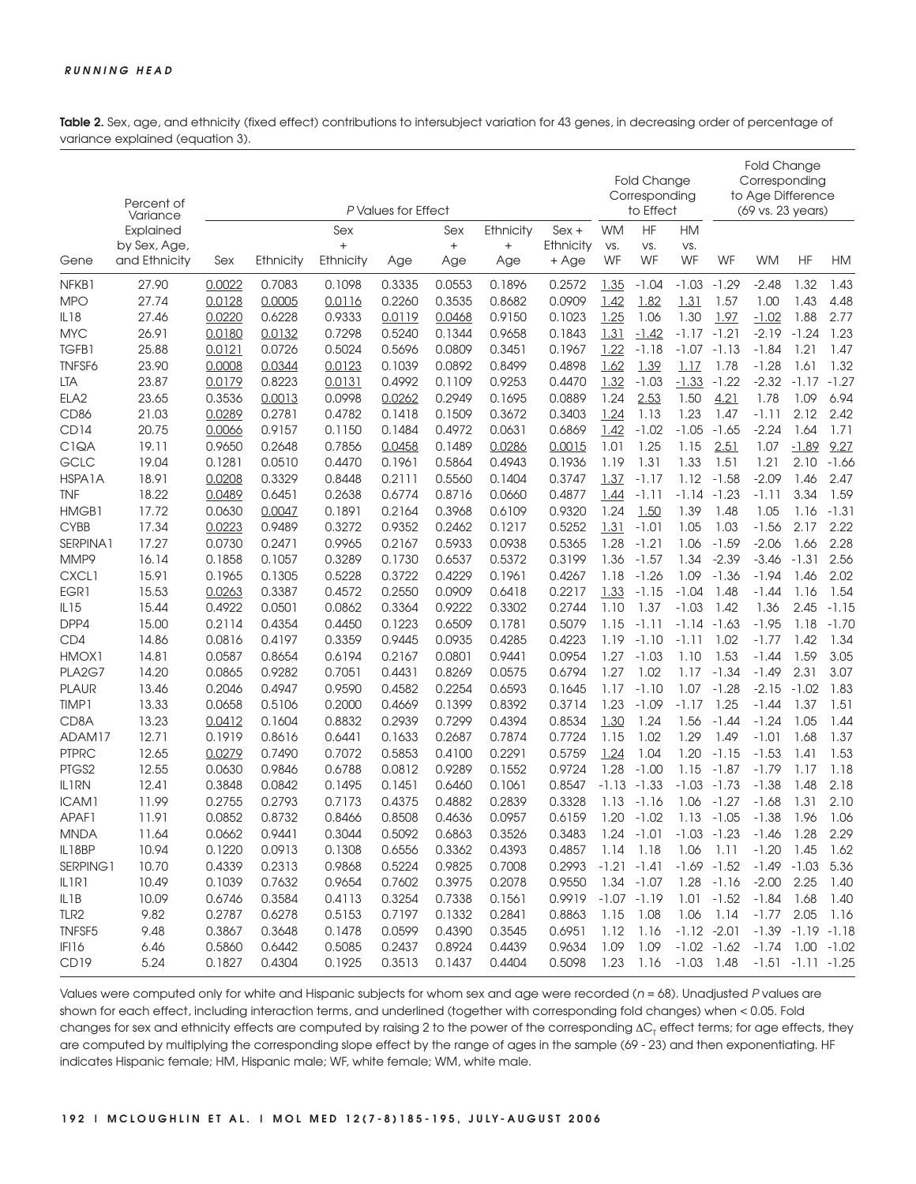**Table 2.** Sex, age, and ethnicity (fixed effect) contributions to intersubject variation for 43 genes, in decreasing order of percentage of variance explained (equation 3).

| Gene | Percent of Variance Explained by Sex, Age, and Ethnicity | P Values for Effect | | | | | | | Fold Change Corresponding to Effect | | | Fold Change Corresponding to Age Difference (69 vs. 23 years) | | | |
|---|---|---|---|---|---|---|---|---|---|---|---|---|---|---|---|
| | | Sex | Ethnicity | Sex + Ethnicity | Age | Sex + Age | Ethnicity + Age | Sex + Ethnicity + Age | WM vs. WF | HF vs. WF | HM vs. WF | WF | WM | HF | HM |
| NFKB1 | 27.90 | 0.0022 | 0.7083 | 0.1098 | 0.3335 | 0.0553 | 0.1896 | 0.2572 | 1.35 | -1.04 | -1.03 | -1.29 | -2.48 | 1.32 | 1.43 |
| MPO | 27.74 | 0.0128 | 0.0005 | 0.0116 | 0.2260 | 0.3535 | 0.8682 | 0.0909 | 1.42 | 1.82 | 1.31 | 1.57 | 1.00 | 1.43 | 4.48 |
| IL18 | 27.46 | 0.0220 | 0.6228 | 0.9333 | 0.0119 | 0.0468 | 0.9150 | 0.1023 | 1.25 | 1.06 | 1.30 | 1.97 | -1.02 | 1.88 | 2.77 |
| MYC | 26.91 | 0.0180 | 0.0132 | 0.7298 | 0.5240 | 0.1344 | 0.9658 | 0.1843 | 1.31 | -1.42 | -1.17 | -1.21 | -2.19 | -1.24 | 1.23 |
| TGFB1 | 25.88 | 0.0121 | 0.0726 | 0.5024 | 0.5696 | 0.0809 | 0.3451 | 0.1967 | 1.22 | -1.18 | -1.07 | -1.13 | -1.84 | 1.21 | 1.47 |
| TNFSF6 | 23.90 | 0.0008 | 0.0344 | 0.0123 | 0.1039 | 0.0892 | 0.8499 | 0.4898 | 1.62 | 1.39 | 1.17 | 1.78 | -1.28 | 1.61 | 1.32 |
| LTA | 23.87 | 0.0179 | 0.8223 | 0.0131 | 0.4992 | 0.1109 | 0.9253 | 0.4470 | 1.32 | -1.03 | -1.33 | -1.22 | -2.32 | -1.17 | -1.27 |
| ELA2 | 23.65 | 0.3536 | 0.0013 | 0.0998 | 0.0262 | 0.2949 | 0.1695 | 0.0889 | 1.24 | 2.53 | 1.50 | 4.21 | 1.78 | 1.09 | 6.94 |
| CD86 | 21.03 | 0.0289 | 0.2781 | 0.4782 | 0.1418 | 0.1509 | 0.3672 | 0.3403 | 1.24 | 1.13 | 1.23 | 1.47 | -1.11 | 2.12 | 2.42 |
| CD14 | 20.75 | 0.0066 | 0.9157 | 0.1150 | 0.1484 | 0.4972 | 0.0631 | 0.6869 | 1.42 | -1.02 | -1.05 | -1.65 | -2.24 | 1.64 | 1.71 |
| C1QA | 19.11 | 0.9650 | 0.2648 | 0.7856 | 0.0458 | 0.1489 | 0.0286 | 0.0015 | 1.01 | 1.25 | 1.15 | 2.51 | 1.07 | -1.89 | 9.27 |
| GCLC | 19.04 | 0.1281 | 0.0510 | 0.4470 | 0.1961 | 0.5864 | 0.4943 | 0.1936 | 1.19 | 1.31 | 1.33 | 1.51 | 1.21 | 2.10 | -1.66 |
| HSPA1A | 18.91 | 0.0208 | 0.3329 | 0.8448 | 0.2111 | 0.5560 | 0.1404 | 0.3747 | 1.37 | -1.17 | 1.12 | -1.58 | -2.09 | 1.46 | 2.47 |
| TNF | 18.22 | 0.0489 | 0.6451 | 0.2638 | 0.6774 | 0.8716 | 0.0660 | 0.4877 | 1.44 | -1.11 | -1.14 | -1.23 | -1.11 | 3.34 | 1.59 |
| HMGB1 | 17.72 | 0.0630 | 0.0047 | 0.1891 | 0.2164 | 0.3968 | 0.6109 | 0.9320 | 1.24 | 1.50 | 1.39 | 1.48 | 1.05 | 1.16 | -1.31 |
| CYBB | 17.34 | 0.0223 | 0.9489 | 0.3272 | 0.9352 | 0.2462 | 0.1217 | 0.5252 | 1.31 | -1.01 | 1.05 | 1.03 | -1.56 | 2.17 | 2.22 |
| SERPINA1 | 17.27 | 0.0730 | 0.2471 | 0.9965 | 0.2167 | 0.5933 | 0.0938 | 0.5365 | 1.28 | -1.21 | 1.06 | -1.59 | -2.06 | 1.66 | 2.28 |
| MMP9 | 16.14 | 0.1858 | 0.1057 | 0.3289 | 0.1730 | 0.6537 | 0.5372 | 0.3199 | 1.36 | -1.57 | 1.34 | -2.39 | -3.46 | -1.31 | 2.56 |
| CXCL1 | 15.91 | 0.1965 | 0.1305 | 0.5228 | 0.3722 | 0.4229 | 0.1961 | 0.4267 | 1.18 | -1.26 | 1.09 | -1.36 | -1.94 | 1.46 | 2.02 |
| EGR1 | 15.53 | 0.0263 | 0.3387 | 0.4572 | 0.2550 | 0.0909 | 0.6418 | 0.2217 | 1.33 | -1.15 | -1.04 | 1.48 | -1.44 | 1.16 | 1.54 |
| IL15 | 15.44 | 0.4922 | 0.0501 | 0.0862 | 0.3364 | 0.9222 | 0.3302 | 0.2744 | 1.10 | 1.37 | -1.03 | 1.42 | 1.36 | 2.45 | -1.15 |
| DPP4 | 15.00 | 0.2114 | 0.4354 | 0.4450 | 0.1223 | 0.6509 | 0.1781 | 0.5079 | 1.15 | -1.11 | -1.14 | -1.63 | -1.95 | 1.18 | -1.70 |
| CD4 | 14.86 | 0.0816 | 0.4197 | 0.3359 | 0.9445 | 0.0935 | 0.4285 | 0.4223 | 1.19 | -1.10 | -1.11 | 1.02 | -1.77 | 1.42 | 1.34 |
| HMOX1 | 14.81 | 0.0587 | 0.8654 | 0.6194 | 0.2167 | 0.0801 | 0.9441 | 0.0954 | 1.27 | -1.03 | 1.10 | 1.53 | -1.44 | 1.59 | 3.05 |
| PLA2G7 | 14.20 | 0.0865 | 0.9282 | 0.7051 | 0.4431 | 0.8269 | 0.0575 | 0.6794 | 1.27 | 1.02 | 1.17 | -1.34 | -1.49 | 2.31 | 3.07 |
| PLAUR | 13.46 | 0.2046 | 0.4947 | 0.9590 | 0.4582 | 0.2254 | 0.6593 | 0.1645 | 1.17 | -1.10 | 1.07 | -1.28 | -2.15 | -1.02 | 1.83 |
| TIMP1 | 13.33 | 0.0658 | 0.5106 | 0.2000 | 0.4669 | 0.1399 | 0.8392 | 0.3714 | 1.23 | -1.09 | -1.17 | 1.25 | -1.44 | 1.37 | 1.51 |
| CD8A | 13.23 | 0.0412 | 0.1604 | 0.8832 | 0.2939 | 0.7299 | 0.4394 | 0.8534 | 1.30 | 1.24 | 1.56 | -1.44 | -1.24 | 1.05 | 1.44 |
| ADAM17 | 12.71 | 0.1919 | 0.8616 | 0.6441 | 0.1633 | 0.2687 | 0.7874 | 0.7724 | 1.15 | 1.02 | 1.29 | 1.49 | -1.01 | 1.68 | 1.37 |
| PTPRC | 12.65 | 0.0279 | 0.7490 | 0.7072 | 0.5853 | 0.4100 | 0.2291 | 0.5759 | 1.24 | 1.04 | 1.20 | -1.15 | -1.53 | 1.41 | 1.53 |
| PTGS2 | 12.55 | 0.0630 | 0.9846 | 0.6788 | 0.0812 | 0.9289 | 0.1552 | 0.9724 | 1.28 | -1.00 | 1.15 | -1.87 | -1.79 | 1.17 | 1.18 |
| IL1RN | 12.41 | 0.3848 | 0.0842 | 0.1495 | 0.1451 | 0.6460 | 0.1061 | 0.8547 | -1.13 | -1.33 | -1.03 | -1.73 | -1.38 | 1.48 | 2.18 |
| ICAM1 | 11.99 | 0.2755 | 0.2793 | 0.7173 | 0.4375 | 0.4882 | 0.2839 | 0.3328 | 1.13 | -1.16 | 1.06 | -1.27 | -1.68 | 1.31 | 2.10 |
| APAF1 | 11.91 | 0.0852 | 0.8732 | 0.8466 | 0.8508 | 0.4636 | 0.0957 | 0.6159 | 1.20 | -1.02 | 1.13 | -1.05 | -1.38 | 1.96 | 1.06 |
| MNDA | 11.64 | 0.0662 | 0.9441 | 0.3044 | 0.5092 | 0.6863 | 0.3526 | 0.3483 | 1.24 | -1.01 | -1.03 | -1.23 | -1.46 | 1.28 | 2.29 |
| IL18BP | 10.94 | 0.1220 | 0.0913 | 0.1308 | 0.6556 | 0.3362 | 0.4393 | 0.4857 | 1.14 | 1.18 | 1.06 | 1.11 | -1.20 | 1.45 | 1.62 |
| SERPING1 | 10.70 | 0.4339 | 0.2313 | 0.9868 | 0.5224 | 0.9825 | 0.7008 | 0.2993 | -1.21 | -1.41 | -1.69 | -1.52 | -1.49 | -1.03 | 5.36 |
| IL1R1 | 10.49 | 0.1039 | 0.7632 | 0.9654 | 0.7602 | 0.3975 | 0.2078 | 0.9550 | 1.34 | -1.07 | 1.28 | -1.16 | -2.00 | 2.25 | 1.40 |
| IL1B | 10.09 | 0.6746 | 0.3584 | 0.4113 | 0.3254 | 0.7338 | 0.1561 | 0.9919 | -1.07 | -1.19 | 1.01 | -1.52 | -1.84 | 1.68 | 1.40 |
| TLR2 | 9.82 | 0.2787 | 0.6278 | 0.5153 | 0.7197 | 0.1332 | 0.2841 | 0.8863 | 1.15 | 1.08 | 1.06 | 1.14 | -1.77 | 2.05 | 1.16 |
| TNFSF5 | 9.48 | 0.3867 | 0.3648 | 0.1478 | 0.0599 | 0.4390 | 0.3545 | 0.6951 | 1.12 | 1.16 | -1.12 | -2.01 | -1.39 | -1.19 | -1.18 |
| IFI16 | 6.46 | 0.5860 | 0.6442 | 0.5085 | 0.2437 | 0.8924 | 0.4439 | 0.9634 | 1.09 | 1.09 | -1.02 | -1.62 | -1.74 | 1.00 | -1.02 |
| CD19 | 5.24 | 0.1827 | 0.4304 | 0.1925 | 0.3513 | 0.1437 | 0.4404 | 0.5098 | 1.23 | 1.16 | -1.03 | 1.48 | -1.51 | -1.11 | -1.25 |

Values were computed only for white and Hispanic subjects for whom sex and age were recorded ($n$ = 68). Unadjusted $P$ values are shown for each effect, including interaction terms, and underlined (together with corresponding fold changes) when < 0.05. Fold changes for sex and ethnicity effects are computed by raising 2 to the power of the corresponding $\Delta C_T$ effect terms; for age effects, they are computed by multiplying the corresponding slope effect by the range of ages in the sample (69 - 23) and then exponentiating. HF indicates Hispanic female; HM, Hispanic male; WF, white female; WM, white male.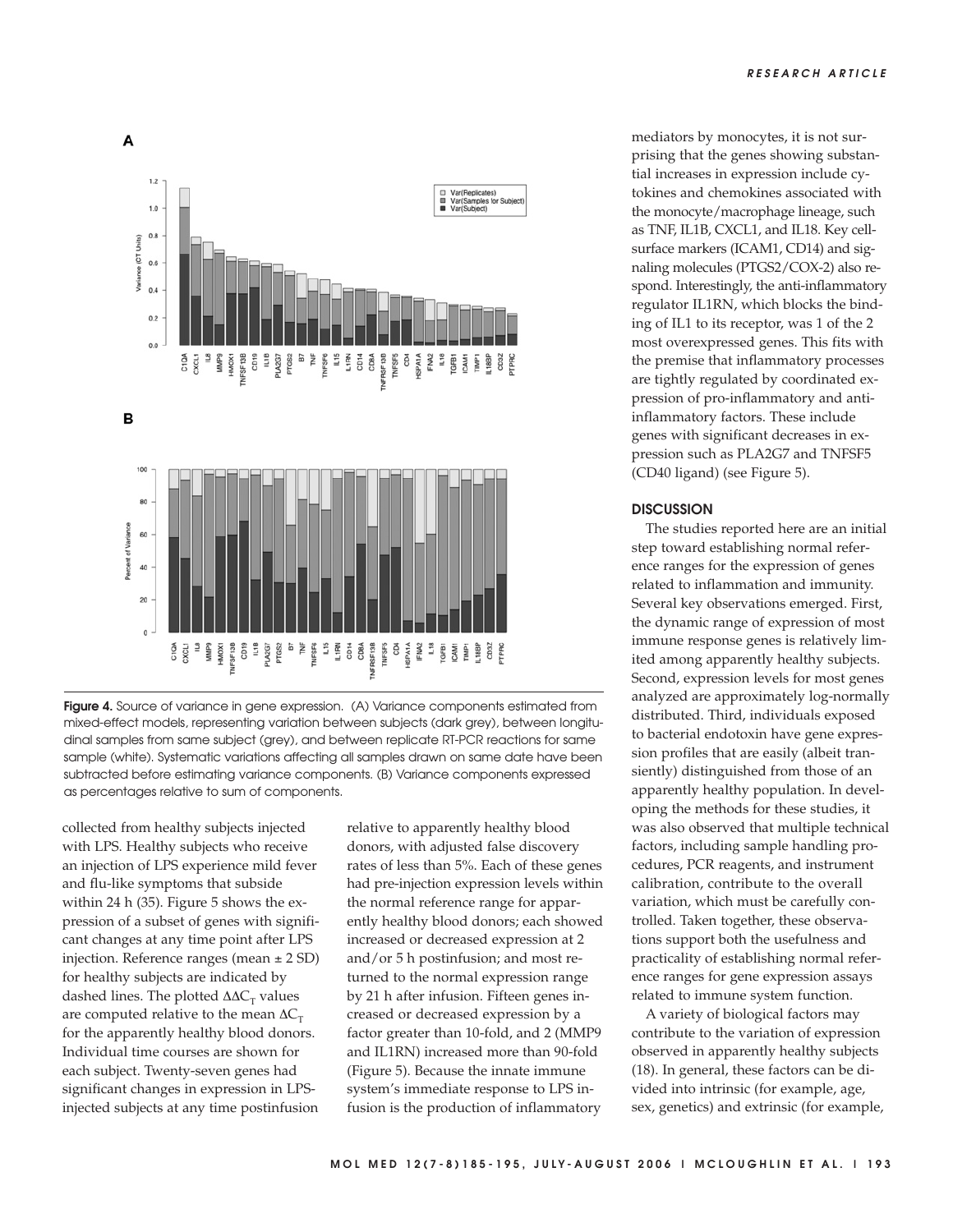**Figure 4.** Source of variance in gene expression. (A) Variance components estimated from mixed-effect models, representing variation between subjects (dark grey), between longitudinal samples from same subject (grey), and between replicate RT-PCR reactions for same sample (white). Systematic variations affecting all samples drawn on same date have been subtracted before estimating variance components. (B) Variance components expressed as percentages relative to sum of components.

collected from healthy subjects injected with LPS. Healthy subjects who receive an injection of LPS experience mild fever and flu-like symptoms that subside within 24 h (35). Figure 5 shows the expression of a subset of genes with significant changes at any time point after LPS injection. Reference ranges (mean ± 2 SD) for healthy subjects are indicated by dashed lines. The plotted $\Delta\Delta C_T$ values are computed relative to the mean $\Delta C_T$ for the apparently healthy blood donors. Individual time courses are shown for each subject. Twenty-seven genes had significant changes in expression in LPS-injected subjects at any time postinfusion relative to apparently healthy blood donors, with adjusted false discovery rates of less than 5%. Each of these genes had pre-injection expression levels within the normal reference range for apparently healthy blood donors; each showed increased or decreased expression at 2 and/or 5 h postinfusion; and most returned to the normal expression range by 21 h after infusion. Fifteen genes increased or decreased expression by a factor greater than 10-fold, and 2 (MMP9 and IL1RN) increased more than 90-fold (Figure 5). Because the innate immune system's immediate response to LPS infusion is the production of inflammatory mediators by monocytes, it is not surprising that the genes showing substantial increases in expression include cytokines and chemokines associated with the monocyte/macrophage lineage, such as TNF, IL1B, CXCL1, and IL18. Key cell-surface markers (ICAM1, CD14) and signaling molecules (PTGS2/COX-2) also respond. Interestingly, the anti-inflammatory regulator IL1RN, which blocks the binding of IL1 to its receptor, was 1 of the 2 most overexpressed genes. This fits with the premise that inflammatory processes are tightly regulated by coordinated expression of pro-inflammatory and anti-inflammatory factors. These include genes with significant decreases in expression such as PLA2G7 and TNFSF5 (CD40 ligand) (see Figure 5).

## DISCUSSION

The studies reported here are an initial step toward establishing normal reference ranges for the expression of genes related to inflammation and immunity. Several key observations emerged. First, the dynamic range of expression of most immune response genes is relatively limited among apparently healthy subjects. Second, expression levels for most genes analyzed are approximately log-normally distributed. Third, individuals exposed to bacterial endotoxin have gene expression profiles that are easily (albeit transiently) distinguished from those of an apparently healthy population. In developing the methods for these studies, it was also observed that multiple technical factors, including sample handling procedures, PCR reagents, and instrument calibration, contribute to the overall variation, which must be carefully controlled. Taken together, these observations support both the usefulness and practicality of establishing normal reference ranges for gene expression assays related to immune system function.

A variety of biological factors may contribute to the variation of expression observed in apparently healthy subjects (18). In general, these factors can be divided into intrinsic (for example, age, sex, genetics) and extrinsic (for example,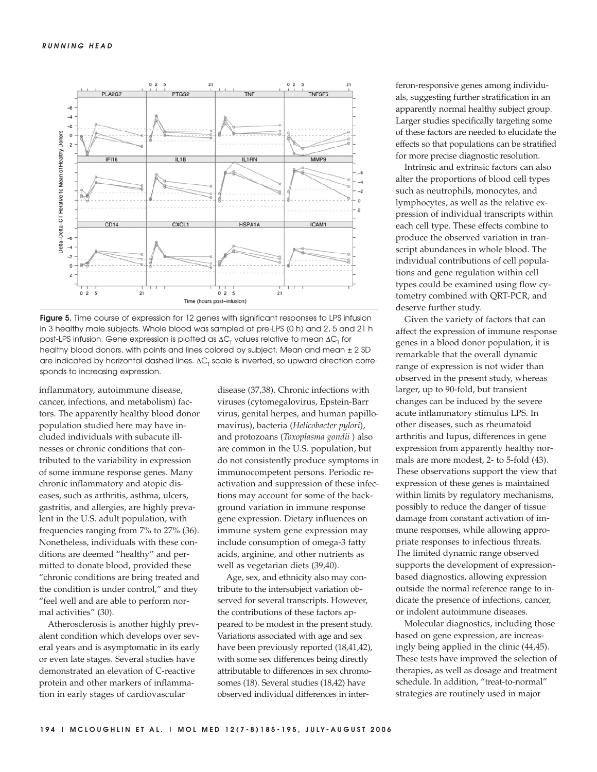Figure 5. Time course of expression for 12 genes with significant responses to LPS infusion in 3 healthy male subjects. Whole blood was sampled at pre-LPS (0 h) and 2, 5 and 21 h post-LPS infusion. Gene expression is plotted as $\Delta C_T$ values relative to mean $\Delta C_T$ for healthy blood donors, with points and lines colored by subject. Mean and mean ± 2 SD are indicated by horizontal dashed lines. $\Delta C_T$ scale is inverted, so upward direction corresponds to increasing expression.

inflammatory, autoimmune disease, cancer, infections, and metabolism) factors. The apparently healthy blood donor population studied here may have included individuals with subacute illnesses or chronic conditions that contributed to the variability in expression of some immune response genes. Many chronic inflammatory and atopic diseases, such as arthritis, asthma, ulcers, gastritis, and allergies, are highly prevalent in the U.S. adult population, with frequencies ranging from 7% to 27% (36). Nonetheless, individuals with these conditions are deemed "healthy" and permitted to donate blood, provided these "chronic conditions are bring treated and the condition is under control," and they "feel well and are able to perform normal activities" (30).

Atherosclerosis is another highly prevalent condition which develops over several years and is asymptomatic in its early or even late stages. Several studies have demonstrated an elevation of C-reactive protein and other markers of inflammation in early stages of cardiovascular disease (37,38). Chronic infections with viruses (cytomegalovirus, Epstein-Barr virus, genital herpes, and human papillomavirus), bacteria (*Helicobacter pylori*), and protozoans (*Toxoplasma gondii* ) also are common in the U.S. population, but do not consistently produce symptoms in immunocompetent persons. Periodic reactivation and suppression of these infections may account for some of the background variation in immune response gene expression. Dietary influences on immune system gene expression may include consumption of omega-3 fatty acids, arginine, and other nutrients as well as vegetarian diets (39,40).

Age, sex, and ethnicity also may contribute to the intersubject variation observed for several transcripts. However, the contributions of these factors appeared to be modest in the present study. Variations associated with age and sex have been previously reported (18,41,42), with some sex differences being directly attributable to differences in sex chromosomes (18). Several studies (18,42) have observed individual differences in interferon-responsive genes among individuals, suggesting further stratification in an apparently normal healthy subject group. Larger studies specifically targeting some of these factors are needed to elucidate the effects so that populations can be stratified for more precise diagnostic resolution.

Intrinsic and extrinsic factors can also alter the proportions of blood cell types such as neutrophils, monocytes, and lymphocytes, as well as the relative expression of individual transcripts within each cell type. These effects combine to produce the observed variation in transcript abundances in whole blood. The individual contributions of cell populations and gene regulation within cell types could be examined using flow cytometry combined with QRT-PCR, and deserve further study.

Given the variety of factors that can affect the expression of immune response genes in a blood donor population, it is remarkable that the overall dynamic range of expression is not wider than observed in the present study, whereas larger, up to 90-fold, but transient changes can be induced by the severe acute inflammatory stimulus LPS. In other diseases, such as rheumatoid arthritis and lupus, differences in gene expression from apparently healthy normals are more modest, 2- to 5-fold (43). These observations support the view that expression of these genes is maintained within limits by regulatory mechanisms, possibly to reduce the danger of tissue damage from constant activation of immune responses, while allowing appropriate responses to infectious threats. The limited dynamic range observed supports the development of expression-based diagnostics, allowing expression outside the normal reference range to indicate the presence of infections, cancer, or indolent autoimmune diseases.

Molecular diagnostics, including those based on gene expression, are increasingly being applied in the clinic (44,45). These tests have improved the selection of therapies, as well as dosage and treatment schedule. In addition, "treat-to-normal" strategies are routinely used in major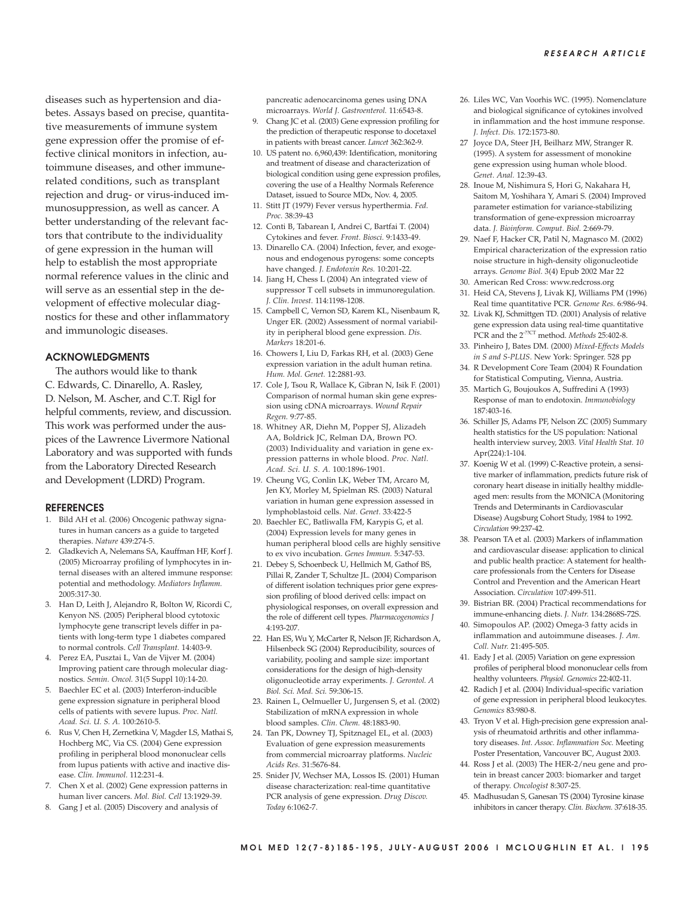diseases such as hypertension and diabetes. Assays based on precise, quantitative measurements of immune system gene expression offer the promise of effective clinical monitors in infection, autoimmune diseases, and other immune-related conditions, such as transplant rejection and drug- or virus-induced immunosuppression, as well as cancer. A better understanding of the relevant factors that contribute to the individuality of gene expression in the human will help to establish the most appropriate normal reference values in the clinic and will serve as an essential step in the development of effective molecular diagnostics for these and other inflammatory and immunologic diseases.

## ACKNOWLEDGMENTS

The authors would like to thank C. Edwards, C. Dinarello, A. Rasley, D. Nelson, M. Ascher, and C.T. Rigl for helpful comments, review, and discussion. This work was performed under the auspices of the Lawrence Livermore National Laboratory and was supported with funds from the Laboratory Directed Research and Development (LDRD) Program.

## REFERENCES

1. Bild AH et al. (2006) Oncogenic pathway signatures in human cancers as a guide to targeted therapies. *Nature* 439:274-5.
2. Gladkevich A, Nelemans SA, Kauffman HF, Korf J. (2005) Microarray profiling of lymphocytes in internal diseases with an altered immune response: potential and methodology. *Mediators Inflamm.* 2005:317-30.
3. Han D, Leith J, Alejandro R, Bolton W, Ricordi C, Kenyon NS. (2005) Peripheral blood cytotoxic lymphocyte gene transcript levels differ in patients with long-term type 1 diabetes compared to normal controls. *Cell Transplant.* 14:403-9.
4. Perez EA, Pusztai L, Van de Vijver M. (2004) Improving patient care through molecular diagnostics. *Semin. Oncol.* 31(5 Suppl 10):14-20.
5. Baechler EC et al. (2003) Interferon-inducible gene expression signature in peripheral blood cells of patients with severe lupus. *Proc. Natl. Acad. Sci. U. S. A.* 100:2610-5.
6. Rus V, Chen H, Zernetkina V, Magder LS, Mathai S, Hochberg MC, Via CS. (2004) Gene expression profiling in peripheral blood mononuclear cells from lupus patients with active and inactive disease. *Clin. Immunol.* 112:231-4.
7. Chen X et al. (2002) Gene expression patterns in human liver cancers. *Mol. Biol. Cell* 13:1929-39.
8. Gang J et al. (2005) Discovery and analysis of pancreatic adenocarcinoma genes using DNA microarrays. *World J. Gastroenterol.* 11:6543-8.
9. Chang JC et al. (2003) Gene expression profiling for the prediction of therapeutic response to docetaxel in patients with breast cancer. *Lancet* 362:362-9.
10. US patent no. 6,960,439: Identification, monitoring and treatment of disease and characterization of biological condition using gene expression profiles, covering the use of a Healthy Normals Reference Dataset, issued to Source MDx, Nov. 4, 2005.
11. Stitt JT (1979) Fever versus hyperthermia. *Fed. Proc.* 38:39-43
12. Conti B, Tabarean I, Andrei C, Bartfai T. (2004) Cytokines and fever. *Front. Biosci.* 9:1433-49.
13. Dinarello CA. (2004) Infection, fever, and exogenous and endogenous pyrogens: some concepts have changed. *J. Endotoxin Res.* 10:201-22.
14. Jiang H, Chess L (2004) An integrated view of suppressor T cell subsets in immunoregulation. *J. Clin. Invest.* 114:1198-1208.
15. Campbell C, Vernon SD, Karem KL, Nisenbaum R, Unger ER. (2002) Assessment of normal variability in peripheral blood gene expression. *Dis. Markers* 18:201-6.
16. Chowers I, Liu D, Farkas RH, et al. (2003) Gene expression variation in the adult human retina. *Hum. Mol. Genet.* 12:2881-93.
17. Cole J, Tsou R, Wallace K, Gibran N, Isik F. (2001) Comparison of normal human skin gene expression using cDNA microarrays. *Wound Repair Regen.* 9:77-85.
18. Whitney AR, Diehn M, Popper SJ, Alizadeh AA, Boldrick JC, Relman DA, Brown PO. (2003) Individuality and variation in gene expression patterns in whole blood. *Proc. Natl. Acad. Sci. U. S. A.* 100:1896-1901.
19. Cheung VG, Conlin LK, Weber TM, Arcaro M, Jen KY, Morley M, Spielman RS. (2003) Natural variation in human gene expression assessed in lymphoblastoid cells. *Nat. Genet.* 33:422-5
20. Baechler EC, Batliwalla FM, Karypis G, et al. (2004) Expression levels for many genes in human peripheral blood cells are highly sensitive to ex vivo incubation. *Genes Immun.* 5:347-53.
21. Debey S, Schoenbeck U, Hellmich M, Gathof BS, Pillai R, Zander T, Schultze JL. (2004) Comparison of different isolation techniques prior gene expression profiling of blood derived cells: impact on physiological responses, on overall expression and the role of different cell types. *Pharmacogenomics J* 4:193-207.
22. Han ES, Wu Y, McCarter R, Nelson JF, Richardson A, Hilsenbeck SG (2004) Reproducibility, sources of variability, pooling and sample size: important considerations for the design of high-density oligonucleotide array experiments. *J. Gerontol. A Biol. Sci. Med. Sci.* 59:306-15.
23. Rainen L, Oelmueller U, Jurgensen S, et al. (2002) Stabilization of mRNA expression in whole blood samples. *Clin. Chem.* 48:1883-90.
24. Tan PK, Downey TJ, Spitznagel EL, et al. (2003) Evaluation of gene expression measurements from commercial microarray platforms. *Nucleic Acids Res.* 31:5676-84.
25. Snider JV, Wechser MA, Lossos IS. (2001) Human disease characterization: real-time quantitative PCR analysis of gene expression. *Drug Discov. Today* 6:1062-7.
26. Liles WC, Van Voorhis WC. (1995). Nomenclature and biological significance of cytokines involved in inflammation and the host immune response. *J. Infect. Dis.* 172:1573-80.
27. Joyce DA, Steer JH, Beilharz MW, Stranger R. (1995). A system for assessment of monokine gene expression using human whole blood. *Genet. Anal.* 12:39-43.
28. Inoue M, Nishimura S, Hori G, Nakahara H, Saitom M, Yoshihara Y, Amari S. (2004) Improved parameter estimation for variance-stabilizing transformation of gene-expression microarray data. *J. Bioinform. Comput. Biol.* 2:669-79.
29. Naef F, Hacker CR, Patil N, Magnasco M. (2002) Empirical characterization of the expression ratio noise structure in high-density oligonucleotide arrays. *Genome Biol.* 3(4) Epub 2002 Mar 22
30. American Red Cross: www.redcross.org
31. Heid CA, Stevens J, Livak KJ, Williams PM (1996) Real time quantitative PCR. *Genome Res.* 6:986-94.
32. Livak KJ, Schmittgen TD. (2001) Analysis of relative gene expression data using real-time quantitative PCR and the $2^{-\Delta\Delta CT}$ method. *Methods* 25:402-8.
33. Pinheiro J, Bates DM. (2000) *Mixed-Effects Models in S and S-PLUS*. New York: Springer. 528 pp
34. R Development Core Team (2004) R Foundation for Statistical Computing, Vienna, Austria.
35. Martich G, Boujoukos A, Suffredini A (1993) Response of man to endotoxin. *Immunobiology* 187:403-16.
36. Schiller JS, Adams PF, Nelson ZC (2005) Summary health statistics for the US population: National health interview survey, 2003. *Vital Health Stat. 10* Apr(224):1-104.
37. Koenig W et al. (1999) C-Reactive protein, a sensitive marker of inflammation, predicts future risk of coronary heart disease in initially healthy middle-aged men: results from the MONICA (Monitoring Trends and Determinants in Cardiovascular Disease) Augsburg Cohort Study, 1984 to 1992. *Circulation* 99:237-42.
38. Pearson TA et al. (2003) Markers of inflammation and cardiovascular disease: application to clinical and public health practice: A statement for healthcare professionals from the Centers for Disease Control and Prevention and the American Heart Association. *Circulation* 107:499-511.
39. Bistrian BR. (2004) Practical recommendations for immune-enhancing diets. *J. Nutr.* 134:2868S-72S.
40. Simopoulos AP. (2002) Omega-3 fatty acids in inflammation and autoimmune diseases. *J. Am. Coll. Nutr.* 21:495-505.
41. Eady J et al. (2005) Variation on gene expression profiles of peripheral blood mononuclear cells from healthy volunteers. *Physiol. Genomics* 22:402-11.
42. Radich J et al. (2004) Individual-specific variation of gene expression in peripheral blood leukocytes. *Genomics* 83:980-8.
43. Tryon V et al. High-precision gene expression analysis of rheumatoid arthritis and other inflammatory diseases. *Int. Assoc. Inflammation Soc.* Meeting Poster Presentation, Vancouver BC, August 2003.
44. Ross J et al. (2003) The HER-2/neu gene and protein in breast cancer 2003: biomarker and target of therapy. *Oncologist* 8:307-25.
45. Madhusudan S, Ganesan TS (2004) Tyrosine kinase inhibitors in cancer therapy. *Clin. Biochem.* 37:618-35.